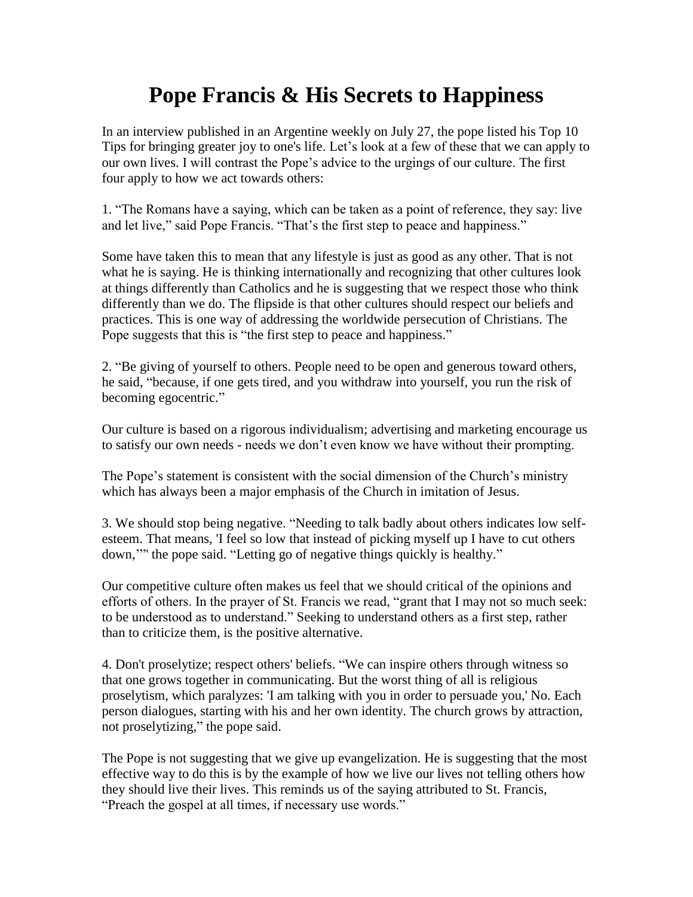# Pope Francis & His Secrets to Happiness

In an interview published in an Argentine weekly on July 27, the pope listed his Top 10 Tips for bringing greater joy to one's life. Let's look at a few of these that we can apply to our own lives. I will contrast the Pope's advice to the urgings of our culture. The first four apply to how we act towards others:

1. "The Romans have a saying, which can be taken as a point of reference, they say: live and let live," said Pope Francis. "That's the first step to peace and happiness."

Some have taken this to mean that any lifestyle is just as good as any other. That is not what he is saying. He is thinking internationally and recognizing that other cultures look at things differently than Catholics and he is suggesting that we respect those who think differently than we do. The flipside is that other cultures should respect our beliefs and practices. This is one way of addressing the worldwide persecution of Christians. The Pope suggests that this is "the first step to peace and happiness."

2. "Be giving of yourself to others. People need to be open and generous toward others, he said, "because, if one gets tired, and you withdraw into yourself, you run the risk of becoming egocentric."

Our culture is based on a rigorous individualism; advertising and marketing encourage us to satisfy our own needs - needs we don't even know we have without their prompting.

The Pope's statement is consistent with the social dimension of the Church's ministry which has always been a major emphasis of the Church in imitation of Jesus.

3. We should stop being negative. "Needing to talk badly about others indicates low self-esteem. That means, 'I feel so low that instead of picking myself up I have to cut others down,'"' the pope said. "Letting go of negative things quickly is healthy."

Our competitive culture often makes us feel that we should critical of the opinions and efforts of others. In the prayer of St. Francis we read, "grant that I may not so much seek: to be understood as to understand." Seeking to understand others as a first step, rather than to criticize them, is the positive alternative.

4. Don't proselytize; respect others' beliefs. "We can inspire others through witness so that one grows together in communicating. But the worst thing of all is religious proselytism, which paralyzes: 'I am talking with you in order to persuade you,' No. Each person dialogues, starting with his and her own identity. The church grows by attraction, not proselytizing," the pope said.

The Pope is not suggesting that we give up evangelization. He is suggesting that the most effective way to do this is by the example of how we live our lives not telling others how they should live their lives. This reminds us of the saying attributed to St. Francis, "Preach the gospel at all times, if necessary use words."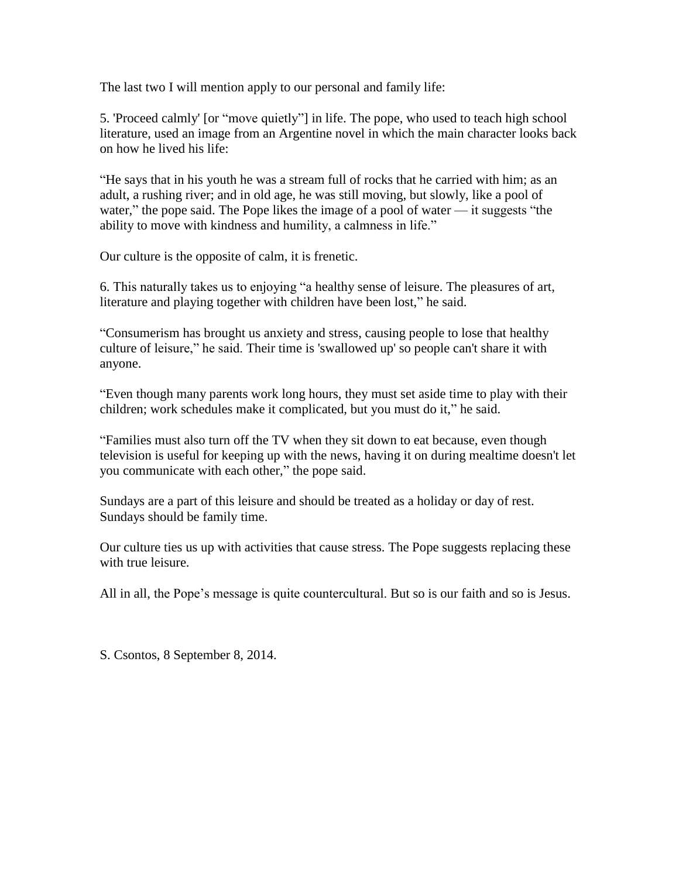The last two I will mention apply to our personal and family life:

5. 'Proceed calmly' [or "move quietly"] in life. The pope, who used to teach high school literature, used an image from an Argentine novel in which the main character looks back on how he lived his life:

"He says that in his youth he was a stream full of rocks that he carried with him; as an adult, a rushing river; and in old age, he was still moving, but slowly, like a pool of water," the pope said. The Pope likes the image of a pool of water — it suggests "the ability to move with kindness and humility, a calmness in life."

Our culture is the opposite of calm, it is frenetic.

6. This naturally takes us to enjoying "a healthy sense of leisure. The pleasures of art, literature and playing together with children have been lost," he said.

"Consumerism has brought us anxiety and stress, causing people to lose that healthy culture of leisure," he said. Their time is 'swallowed up' so people can't share it with anyone.

"Even though many parents work long hours, they must set aside time to play with their children; work schedules make it complicated, but you must do it," he said.

"Families must also turn off the TV when they sit down to eat because, even though television is useful for keeping up with the news, having it on during mealtime doesn't let you communicate with each other," the pope said.

Sundays are a part of this leisure and should be treated as a holiday or day of rest. Sundays should be family time.

Our culture ties us up with activities that cause stress. The Pope suggests replacing these with true leisure.

All in all, the Pope's message is quite countercultural. But so is our faith and so is Jesus.

S. Csontos, 8 September 8, 2014.